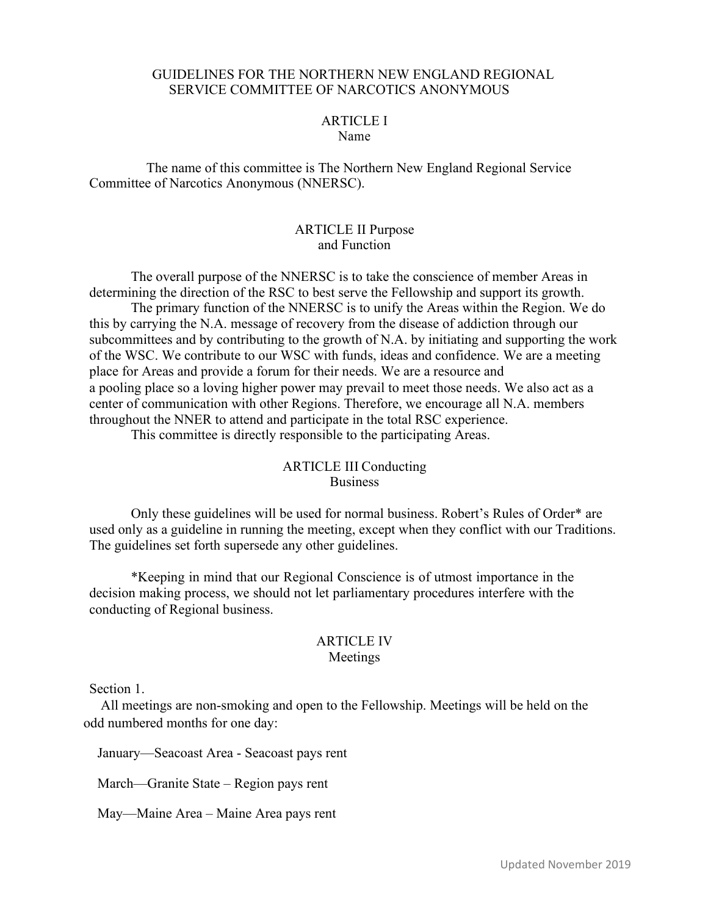# GUIDELINES FOR THE NORTHERN NEW ENGLAND REGIONAL SERVICE COMMITTEE OF NARCOTICS ANONYMOUS

## ARTICLE I
## Name

The name of this committee is The Northern New England Regional Service Committee of Narcotics Anonymous (NNERSC).

## ARTICLE II Purpose and Function

The overall purpose of the NNERSC is to take the conscience of member Areas in determining the direction of the RSC to best serve the Fellowship and support its growth.

The primary function of the NNERSC is to unify the Areas within the Region. We do this by carrying the N.A. message of recovery from the disease of addiction through our subcommittees and by contributing to the growth of N.A. by initiating and supporting the work of the WSC. We contribute to our WSC with funds, ideas and confidence. We are a meeting place for Areas and provide a forum for their needs. We are a resource and a pooling place so a loving higher power may prevail to meet those needs. We also act as a center of communication with other Regions. Therefore, we encourage all N.A. members throughout the NNER to attend and participate in the total RSC experience.

This committee is directly responsible to the participating Areas.

## ARTICLE III Conducting Business

Only these guidelines will be used for normal business. Robert's Rules of Order* are used only as a guideline in running the meeting, except when they conflict with our Traditions. The guidelines set forth supersede any other guidelines.

*Keeping in mind that our Regional Conscience is of utmost importance in the decision making process, we should not let parliamentary procedures interfere with the conducting of Regional business.

## ARTICLE IV
## Meetings

Section 1.

All meetings are non-smoking and open to the Fellowship. Meetings will be held on the odd numbered months for one day:

January—Seacoast Area - Seacoast pays rent

March—Granite State – Region pays rent

May—Maine Area – Maine Area pays rent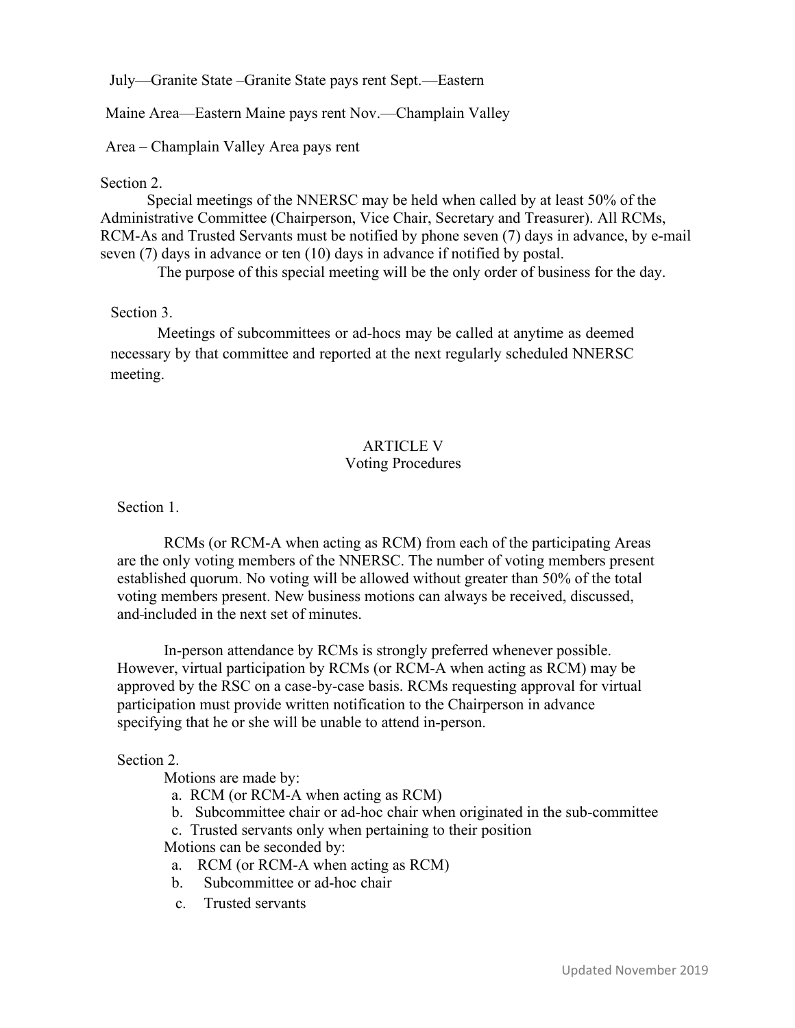July—Granite State –Granite State pays rent Sept.—Eastern

Maine Area—Eastern Maine pays rent Nov.—Champlain Valley

Area – Champlain Valley Area pays rent

Section 2.

Special meetings of the NNERSC may be held when called by at least 50% of the Administrative Committee (Chairperson, Vice Chair, Secretary and Treasurer). All RCMs, RCM-As and Trusted Servants must be notified by phone seven (7) days in advance, by e-mail seven (7) days in advance or ten (10) days in advance if notified by postal.

The purpose of this special meeting will be the only order of business for the day.

Section 3.

Meetings of subcommittees or ad-hocs may be called at anytime as deemed necessary by that committee and reported at the next regularly scheduled NNERSC meeting.

## ARTICLE V
### Voting Procedures

Section 1.

RCMs (or RCM-A when acting as RCM) from each of the participating Areas are the only voting members of the NNERSC. The number of voting members present established quorum. No voting will be allowed without greater than 50% of the total voting members present. New business motions can always be received, discussed, and included in the next set of minutes.

In-person attendance by RCMs is strongly preferred whenever possible. However, virtual participation by RCMs (or RCM-A when acting as RCM) may be approved by the RSC on a case-by-case basis. RCMs requesting approval for virtual participation must provide written notification to the Chairperson in advance specifying that he or she will be unable to attend in-person.

Section 2.

Motions are made by:

a. RCM (or RCM-A when acting as RCM)
b. Subcommittee chair or ad-hoc chair when originated in the sub-committee
c. Trusted servants only when pertaining to their position

Motions can be seconded by:

a. RCM (or RCM-A when acting as RCM)
b. Subcommittee or ad-hoc chair
c. Trusted servants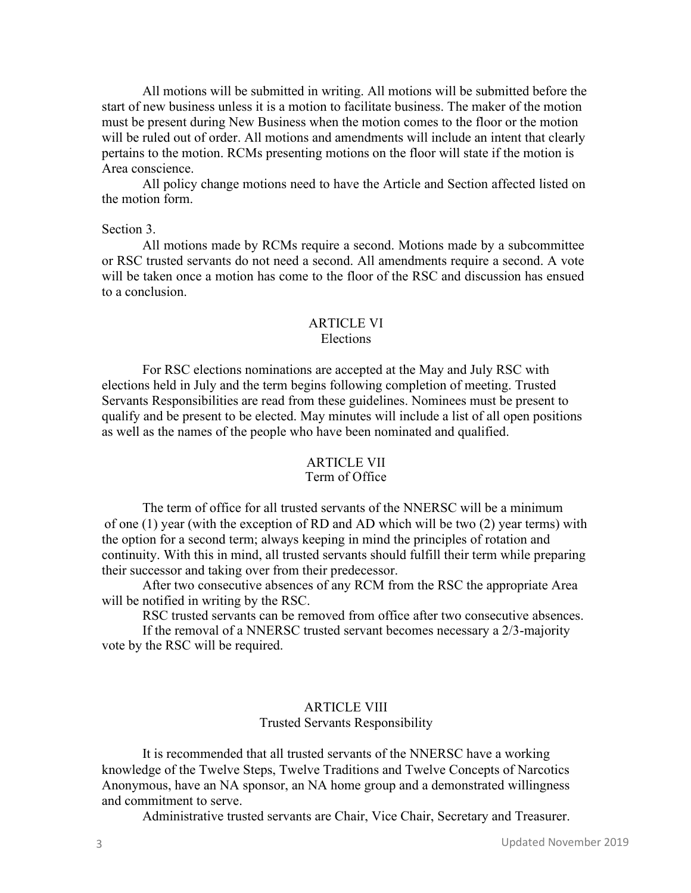All motions will be submitted in writing. All motions will be submitted before the start of new business unless it is a motion to facilitate business. The maker of the motion must be present during New Business when the motion comes to the floor or the motion will be ruled out of order. All motions and amendments will include an intent that clearly pertains to the motion. RCMs presenting motions on the floor will state if the motion is Area conscience.

All policy change motions need to have the Article and Section affected listed on the motion form.

Section 3.

All motions made by RCMs require a second. Motions made by a subcommittee or RSC trusted servants do not need a second. All amendments require a second. A vote will be taken once a motion has come to the floor of the RSC and discussion has ensued to a conclusion.

## ARTICLE VI
### Elections

For RSC elections nominations are accepted at the May and July RSC with elections held in July and the term begins following completion of meeting. Trusted Servants Responsibilities are read from these guidelines. Nominees must be present to qualify and be present to be elected. May minutes will include a list of all open positions as well as the names of the people who have been nominated and qualified.

## ARTICLE VII
### Term of Office

The term of office for all trusted servants of the NNERSC will be a minimum of one (1) year (with the exception of RD and AD which will be two (2) year terms) with the option for a second term; always keeping in mind the principles of rotation and continuity. With this in mind, all trusted servants should fulfill their term while preparing their successor and taking over from their predecessor.

After two consecutive absences of any RCM from the RSC the appropriate Area will be notified in writing by the RSC.

RSC trusted servants can be removed from office after two consecutive absences.

If the removal of a NNERSC trusted servant becomes necessary a 2/3-majority vote by the RSC will be required.

## ARTICLE VIII
### Trusted Servants Responsibility

It is recommended that all trusted servants of the NNERSC have a working knowledge of the Twelve Steps, Twelve Traditions and Twelve Concepts of Narcotics Anonymous, have an NA sponsor, an NA home group and a demonstrated willingness and commitment to serve.

Administrative trusted servants are Chair, Vice Chair, Secretary and Treasurer.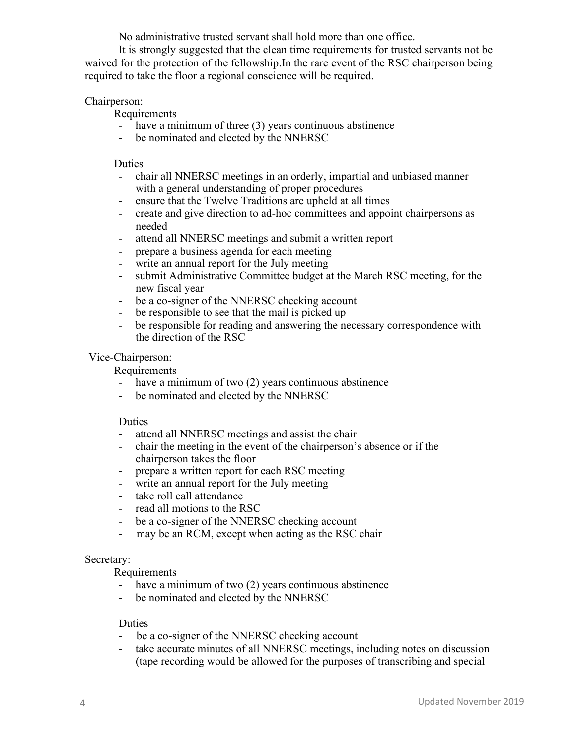No administrative trusted servant shall hold more than one office.

It is strongly suggested that the clean time requirements for trusted servants not be waived for the protection of the fellowship.In the rare event of the RSC chairperson being required to take the floor a regional conscience will be required.

Chairperson:

Requirements

- have a minimum of three (3) years continuous abstinence
- be nominated and elected by the NNERSC

Duties

- chair all NNERSC meetings in an orderly, impartial and unbiased manner with a general understanding of proper procedures
- ensure that the Twelve Traditions are upheld at all times
- create and give direction to ad-hoc committees and appoint chairpersons as needed
- attend all NNERSC meetings and submit a written report
- prepare a business agenda for each meeting
- write an annual report for the July meeting
- submit Administrative Committee budget at the March RSC meeting, for the new fiscal year
- be a co-signer of the NNERSC checking account
- be responsible to see that the mail is picked up
- be responsible for reading and answering the necessary correspondence with the direction of the RSC

Vice-Chairperson:

Requirements

- have a minimum of two (2) years continuous abstinence
- be nominated and elected by the NNERSC

Duties

- attend all NNERSC meetings and assist the chair
- chair the meeting in the event of the chairperson's absence or if the chairperson takes the floor
- prepare a written report for each RSC meeting
- write an annual report for the July meeting
- take roll call attendance
- read all motions to the RSC
- be a co-signer of the NNERSC checking account
- may be an RCM, except when acting as the RSC chair

Secretary:

Requirements

- have a minimum of two (2) years continuous abstinence
- be nominated and elected by the NNERSC

Duties

- be a co-signer of the NNERSC checking account
- take accurate minutes of all NNERSC meetings, including notes on discussion (tape recording would be allowed for the purposes of transcribing and special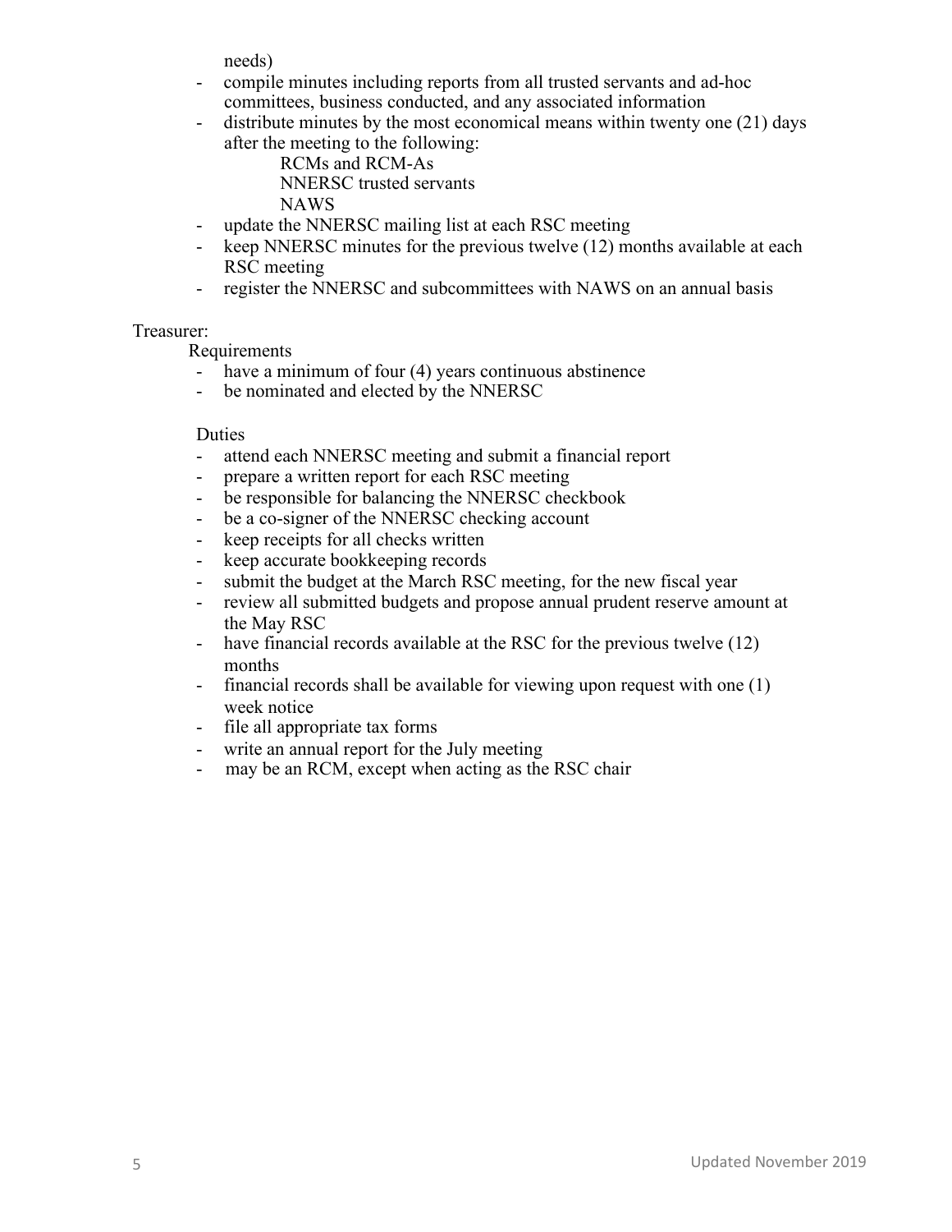needs)

- compile minutes including reports from all trusted servants and ad-hoc committees, business conducted, and any associated information
- distribute minutes by the most economical means within twenty one (21) days after the meeting to the following:
  - RCMs and RCM-As
  - NNERSC trusted servants
  - NAWS
- update the NNERSC mailing list at each RSC meeting
- keep NNERSC minutes for the previous twelve (12) months available at each RSC meeting
- register the NNERSC and subcommittees with NAWS on an annual basis

Treasurer:

Requirements

- have a minimum of four (4) years continuous abstinence
- be nominated and elected by the NNERSC

Duties

- attend each NNERSC meeting and submit a financial report
- prepare a written report for each RSC meeting
- be responsible for balancing the NNERSC checkbook
- be a co-signer of the NNERSC checking account
- keep receipts for all checks written
- keep accurate bookkeeping records
- submit the budget at the March RSC meeting, for the new fiscal year
- review all submitted budgets and propose annual prudent reserve amount at the May RSC
- have financial records available at the RSC for the previous twelve (12) months
- financial records shall be available for viewing upon request with one (1) week notice
- file all appropriate tax forms
- write an annual report for the July meeting
- may be an RCM, except when acting as the RSC chair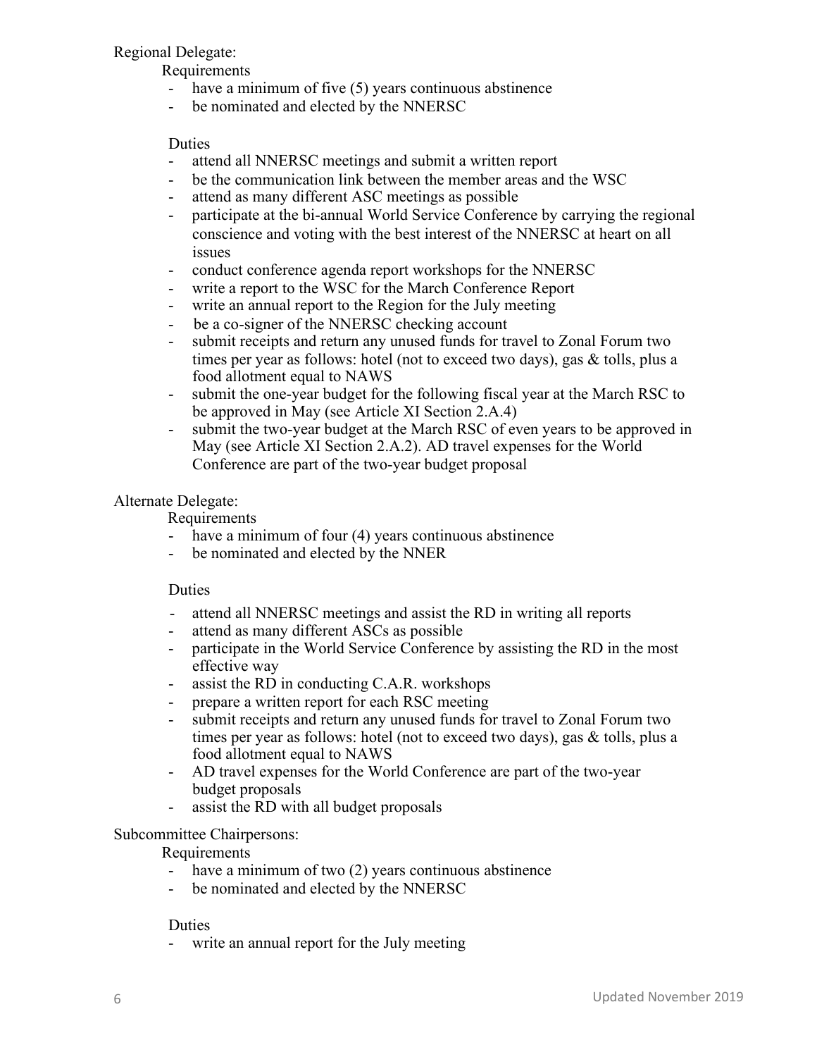Regional Delegate:

Requirements

- have a minimum of five (5) years continuous abstinence
- be nominated and elected by the NNERSC

Duties

- attend all NNERSC meetings and submit a written report
- be the communication link between the member areas and the WSC
- attend as many different ASC meetings as possible
- participate at the bi-annual World Service Conference by carrying the regional conscience and voting with the best interest of the NNERSC at heart on all issues
- conduct conference agenda report workshops for the NNERSC
- write a report to the WSC for the March Conference Report
- write an annual report to the Region for the July meeting
- be a co-signer of the NNERSC checking account
- submit receipts and return any unused funds for travel to Zonal Forum two times per year as follows: hotel (not to exceed two days), gas & tolls, plus a food allotment equal to NAWS
- submit the one-year budget for the following fiscal year at the March RSC to be approved in May (see Article XI Section 2.A.4)
- submit the two-year budget at the March RSC of even years to be approved in May (see Article XI Section 2.A.2). AD travel expenses for the World Conference are part of the two-year budget proposal

Alternate Delegate:

Requirements

- have a minimum of four (4) years continuous abstinence
- be nominated and elected by the NNER

Duties

- attend all NNERSC meetings and assist the RD in writing all reports
- attend as many different ASCs as possible
- participate in the World Service Conference by assisting the RD in the most effective way
- assist the RD in conducting C.A.R. workshops
- prepare a written report for each RSC meeting
- submit receipts and return any unused funds for travel to Zonal Forum two times per year as follows: hotel (not to exceed two days), gas & tolls, plus a food allotment equal to NAWS
- AD travel expenses for the World Conference are part of the two-year budget proposals
- assist the RD with all budget proposals

Subcommittee Chairpersons:

Requirements

- have a minimum of two (2) years continuous abstinence
- be nominated and elected by the NNERSC

Duties

- write an annual report for the July meeting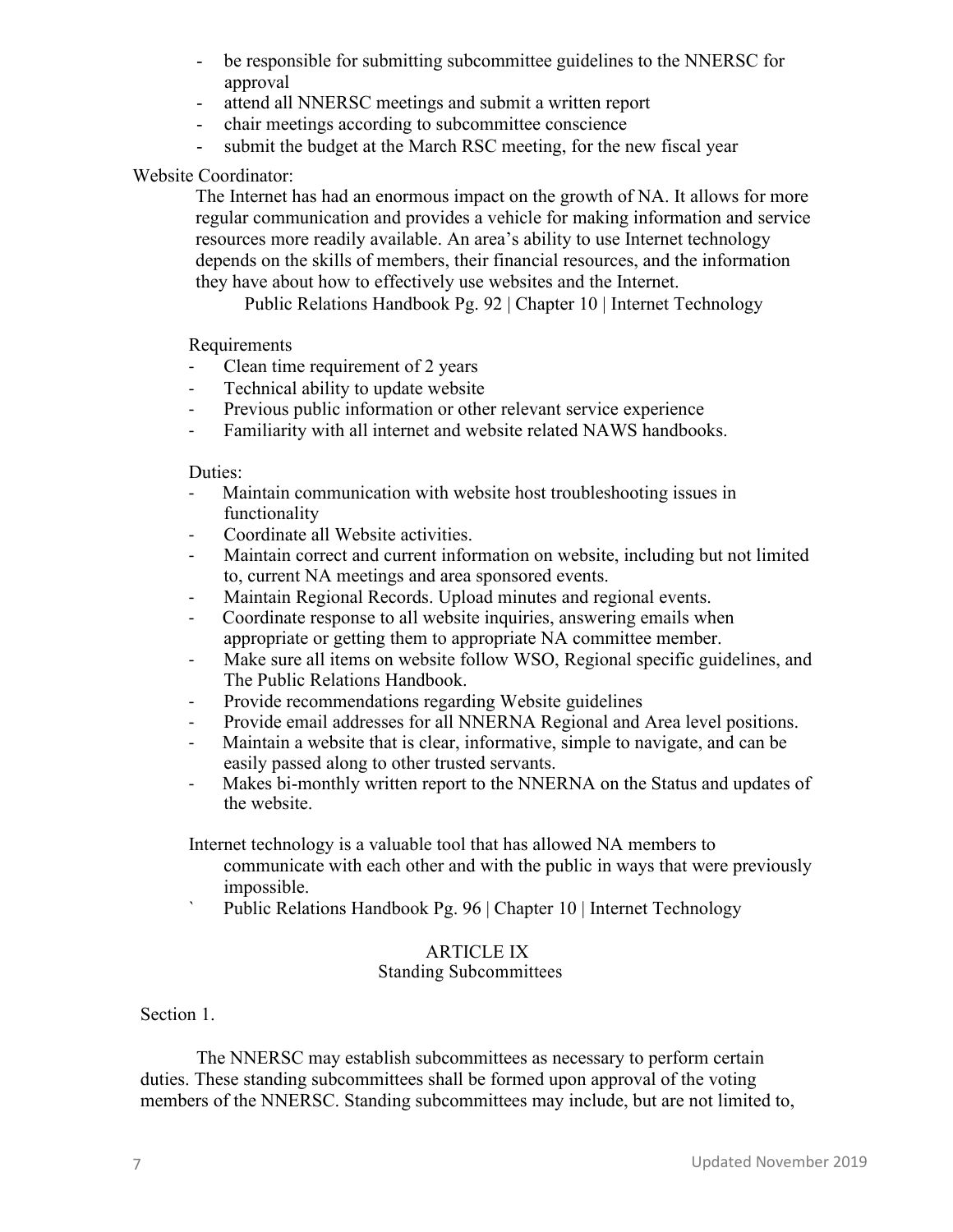- be responsible for submitting subcommittee guidelines to the NNERSC for approval
- attend all NNERSC meetings and submit a written report
- chair meetings according to subcommittee conscience
- submit the budget at the March RSC meeting, for the new fiscal year

Website Coordinator:

The Internet has had an enormous impact on the growth of NA. It allows for more regular communication and provides a vehicle for making information and service resources more readily available. An area's ability to use Internet technology depends on the skills of members, their financial resources, and the information they have about how to effectively use websites and the Internet.

Public Relations Handbook Pg. 92 | Chapter 10 | Internet Technology

Requirements

- Clean time requirement of 2 years
- Technical ability to update website
- Previous public information or other relevant service experience
- Familiarity with all internet and website related NAWS handbooks.

Duties:

- Maintain communication with website host troubleshooting issues in functionality
- Coordinate all Website activities.
- Maintain correct and current information on website, including but not limited to, current NA meetings and area sponsored events.
- Maintain Regional Records. Upload minutes and regional events.
- Coordinate response to all website inquiries, answering emails when appropriate or getting them to appropriate NA committee member.
- Make sure all items on website follow WSO, Regional specific guidelines, and The Public Relations Handbook.
- Provide recommendations regarding Website guidelines
- Provide email addresses for all NNERNA Regional and Area level positions.
- Maintain a website that is clear, informative, simple to navigate, and can be easily passed along to other trusted servants.
- Makes bi-monthly written report to the NNERNA on the Status and updates of the website.

Internet technology is a valuable tool that has allowed NA members to communicate with each other and with the public in ways that were previously impossible.

Public Relations Handbook Pg. 96 | Chapter 10 | Internet Technology

## ARTICLE IX
### Standing Subcommittees

Section 1.

The NNERSC may establish subcommittees as necessary to perform certain duties. These standing subcommittees shall be formed upon approval of the voting members of the NNERSC. Standing subcommittees may include, but are not limited to,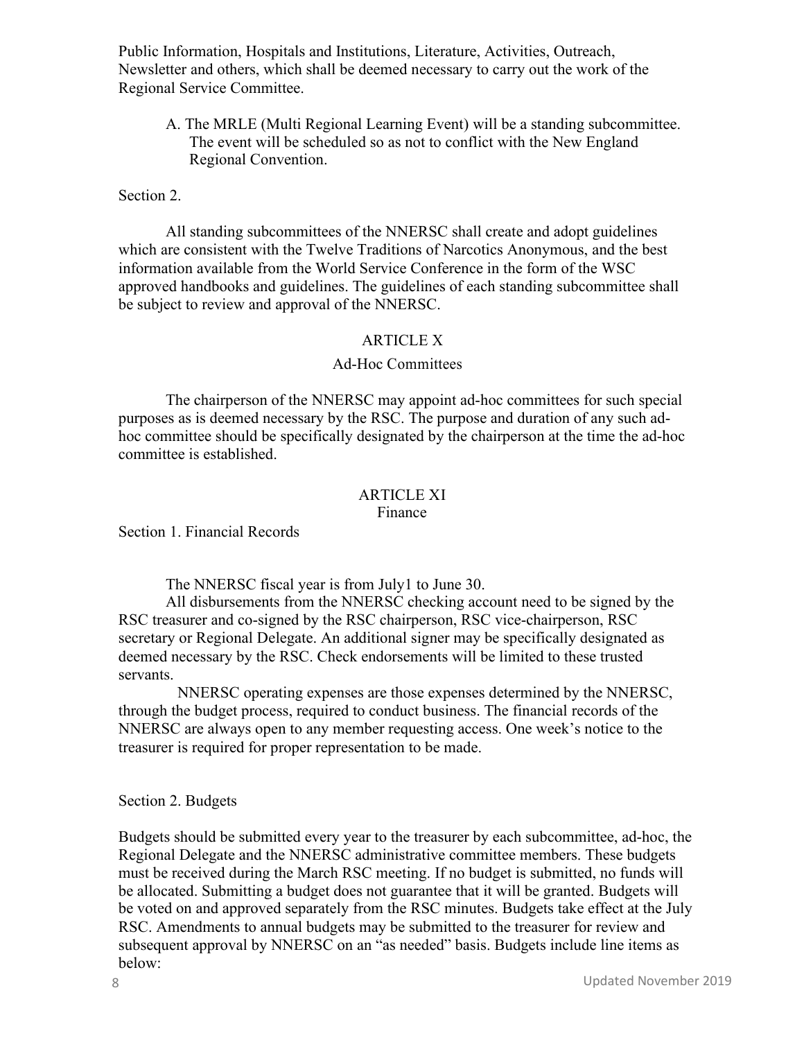Public Information, Hospitals and Institutions, Literature, Activities, Outreach, Newsletter and others, which shall be deemed necessary to carry out the work of the Regional Service Committee.

A. The MRLE (Multi Regional Learning Event) will be a standing subcommittee. The event will be scheduled so as not to conflict with the New England Regional Convention.

Section 2.

All standing subcommittees of the NNERSC shall create and adopt guidelines which are consistent with the Twelve Traditions of Narcotics Anonymous, and the best information available from the World Service Conference in the form of the WSC approved handbooks and guidelines. The guidelines of each standing subcommittee shall be subject to review and approval of the NNERSC.

## ARTICLE X

### Ad-Hoc Committees

The chairperson of the NNERSC may appoint ad-hoc committees for such special purposes as is deemed necessary by the RSC. The purpose and duration of any such ad-hoc committee should be specifically designated by the chairperson at the time the ad-hoc committee is established.

## ARTICLE XI

### Finance

Section 1. Financial Records

The NNERSC fiscal year is from July1 to June 30.

All disbursements from the NNERSC checking account need to be signed by the RSC treasurer and co-signed by the RSC chairperson, RSC vice-chairperson, RSC secretary or Regional Delegate. An additional signer may be specifically designated as deemed necessary by the RSC. Check endorsements will be limited to these trusted servants.

NNERSC operating expenses are those expenses determined by the NNERSC, through the budget process, required to conduct business. The financial records of the NNERSC are always open to any member requesting access. One week's notice to the treasurer is required for proper representation to be made.

Section 2. Budgets

Budgets should be submitted every year to the treasurer by each subcommittee, ad-hoc, the Regional Delegate and the NNERSC administrative committee members. These budgets must be received during the March RSC meeting. If no budget is submitted, no funds will be allocated. Submitting a budget does not guarantee that it will be granted. Budgets will be voted on and approved separately from the RSC minutes. Budgets take effect at the July RSC. Amendments to annual budgets may be submitted to the treasurer for review and subsequent approval by NNERSC on an "as needed" basis. Budgets include line items as below: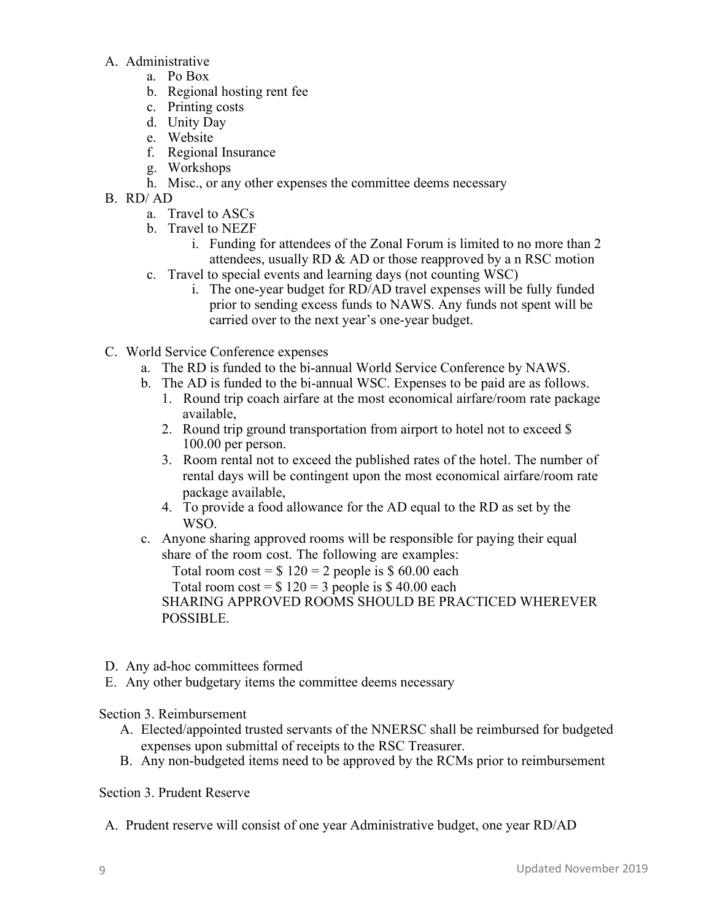A. Administrative
   a. Po Box
   b. Regional hosting rent fee
   c. Printing costs
   d. Unity Day
   e. Website
   f. Regional Insurance
   g. Workshops
   h. Misc., or any other expenses the committee deems necessary

B. RD/ AD
   a. Travel to ASCs
   b. Travel to NEZF
      i. Funding for attendees of the Zonal Forum is limited to no more than 2 attendees, usually RD & AD or those reapproved by a n RSC motion
   c. Travel to special events and learning days (not counting WSC)
      i. The one-year budget for RD/AD travel expenses will be fully funded prior to sending excess funds to NAWS. Any funds not spent will be carried over to the next year's one-year budget.

C. World Service Conference expenses
   a. The RD is funded to the bi-annual World Service Conference by NAWS.
   b. The AD is funded to the bi-annual WSC. Expenses to be paid are as follows.
      1. Round trip coach airfare at the most economical airfare/room rate package available,
      2. Round trip ground transportation from airport to hotel not to exceed $ 100.00 per person.
      3. Room rental not to exceed the published rates of the hotel. The number of rental days will be contingent upon the most economical airfare/room rate package available,
      4. To provide a food allowance for the AD equal to the RD as set by the WSO.
   c. Anyone sharing approved rooms will be responsible for paying their equal share of the room cost. The following are examples:

      Total room cost = $ 120 = 2 people is $ 60.00 each

      Total room cost = $ 120 = 3 people is $ 40.00 each

      SHARING APPROVED ROOMS SHOULD BE PRACTICED WHEREVER POSSIBLE.

D. Any ad-hoc committees formed

E. Any other budgetary items the committee deems necessary

Section 3. Reimbursement

A. Elected/appointed trusted servants of the NNERSC shall be reimbursed for budgeted expenses upon submittal of receipts to the RSC Treasurer.

B. Any non-budgeted items need to be approved by the RCMs prior to reimbursement

Section 3. Prudent Reserve

A. Prudent reserve will consist of one year Administrative budget, one year RD/AD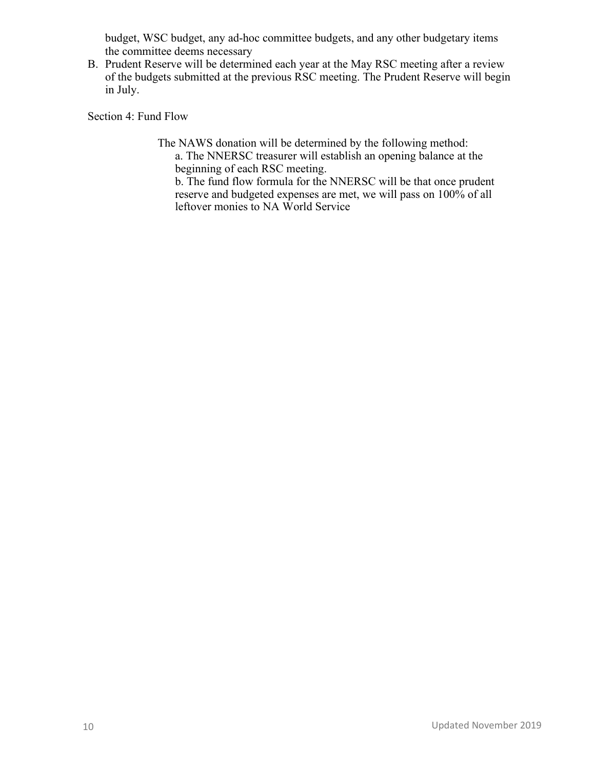budget, WSC budget, any ad-hoc committee budgets, and any other budgetary items the committee deems necessary

B. Prudent Reserve will be determined each year at the May RSC meeting after a review of the budgets submitted at the previous RSC meeting. The Prudent Reserve will begin in July.

Section 4: Fund Flow

The NAWS donation will be determined by the following method:

a. The NNERSC treasurer will establish an opening balance at the beginning of each RSC meeting.

b. The fund flow formula for the NNERSC will be that once prudent reserve and budgeted expenses are met, we will pass on 100% of all leftover monies to NA World Service